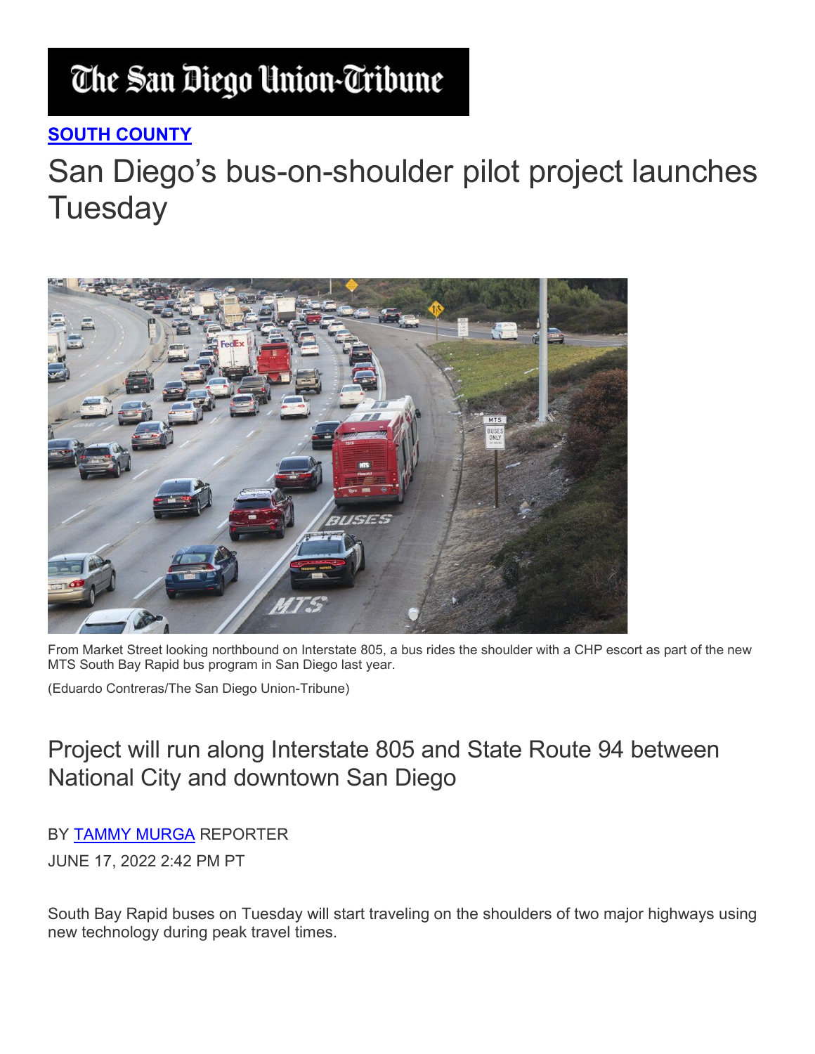The San Diego Union-Tribune

**SOUTH COUNTY**

# San Diego's bus-on-shoulder pilot project launches Tuesday

From Market Street looking northbound on Interstate 805, a bus rides the shoulder with a CHP escort as part of the new MTS South Bay Rapid bus program in San Diego last year.

(Eduardo Contreras/The San Diego Union-Tribune)

## Project will run along Interstate 805 and State Route 94 between National City and downtown San Diego

BY TAMMY MURGA REPORTER

JUNE 17, 2022 2:42 PM PT

South Bay Rapid buses on Tuesday will start traveling on the shoulders of two major highways using new technology during peak travel times.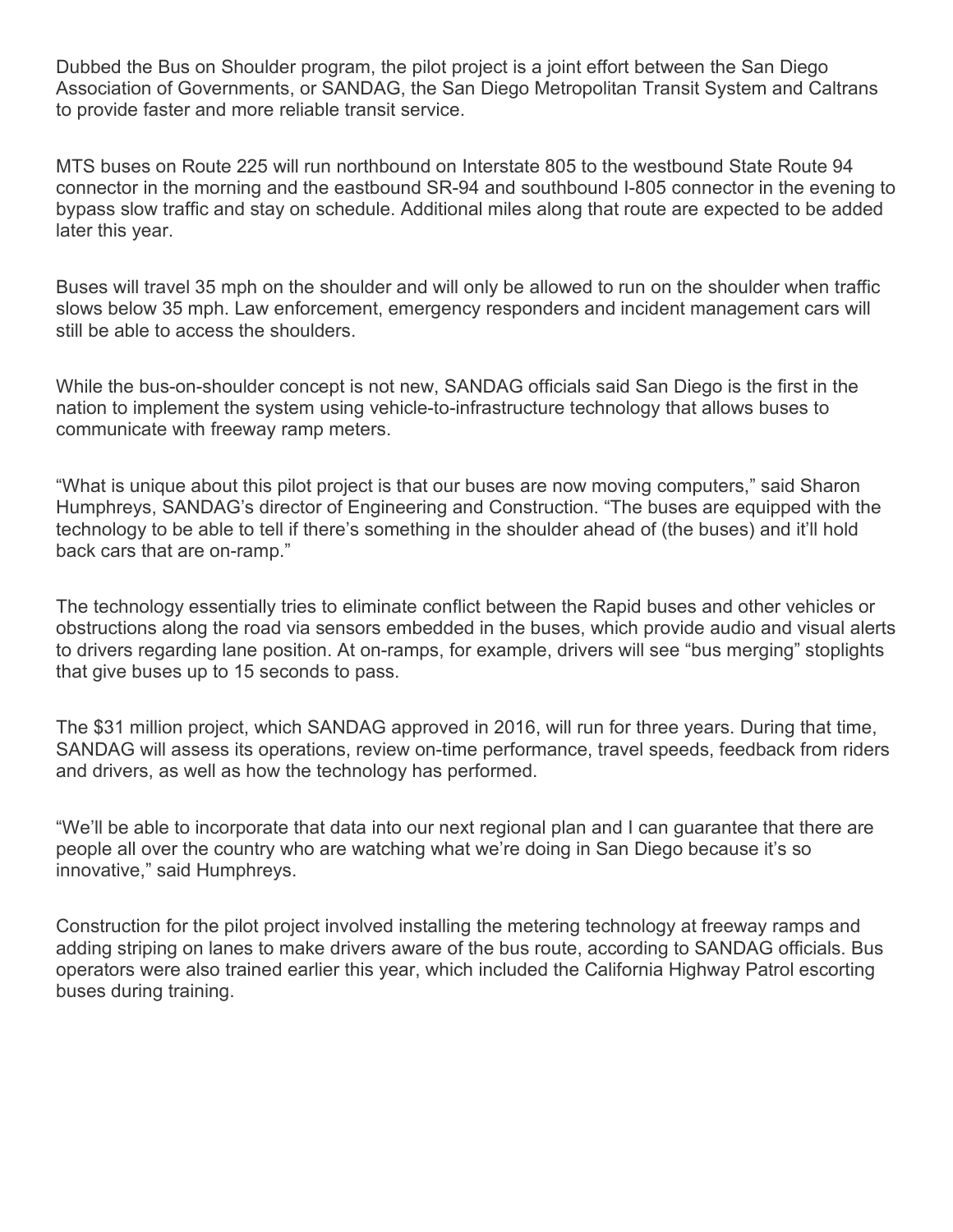Dubbed the Bus on Shoulder program, the pilot project is a joint effort between the San Diego Association of Governments, or SANDAG, the San Diego Metropolitan Transit System and Caltrans to provide faster and more reliable transit service.

MTS buses on Route 225 will run northbound on Interstate 805 to the westbound State Route 94 connector in the morning and the eastbound SR-94 and southbound I-805 connector in the evening to bypass slow traffic and stay on schedule. Additional miles along that route are expected to be added later this year.

Buses will travel 35 mph on the shoulder and will only be allowed to run on the shoulder when traffic slows below 35 mph. Law enforcement, emergency responders and incident management cars will still be able to access the shoulders.

While the bus-on-shoulder concept is not new, SANDAG officials said San Diego is the first in the nation to implement the system using vehicle-to-infrastructure technology that allows buses to communicate with freeway ramp meters.

"What is unique about this pilot project is that our buses are now moving computers," said Sharon Humphreys, SANDAG's director of Engineering and Construction. "The buses are equipped with the technology to be able to tell if there's something in the shoulder ahead of (the buses) and it'll hold back cars that are on-ramp."

The technology essentially tries to eliminate conflict between the Rapid buses and other vehicles or obstructions along the road via sensors embedded in the buses, which provide audio and visual alerts to drivers regarding lane position. At on-ramps, for example, drivers will see "bus merging" stoplights that give buses up to 15 seconds to pass.

The $31 million project, which SANDAG approved in 2016, will run for three years. During that time, SANDAG will assess its operations, review on-time performance, travel speeds, feedback from riders and drivers, as well as how the technology has performed.

"We'll be able to incorporate that data into our next regional plan and I can guarantee that there are people all over the country who are watching what we're doing in San Diego because it's so innovative," said Humphreys.

Construction for the pilot project involved installing the metering technology at freeway ramps and adding striping on lanes to make drivers aware of the bus route, according to SANDAG officials. Bus operators were also trained earlier this year, which included the California Highway Patrol escorting buses during training.